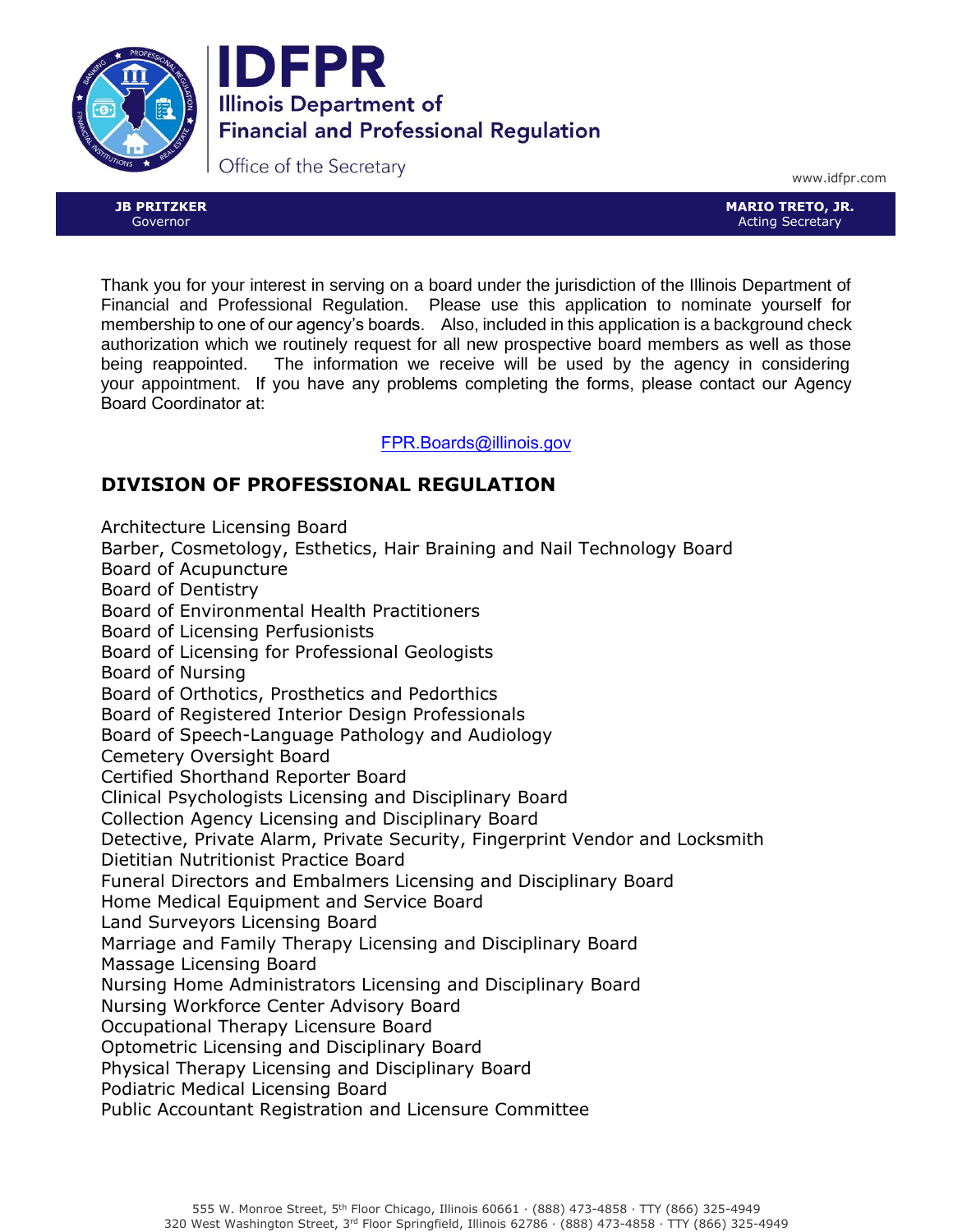# IDFPR

**Illinois Department of Financial and Professional Regulation**

Office of the Secretary

www.idfpr.com

**JB PRITZKER**
Governor

**MARIO TRETO, JR.**
Acting Secretary

Thank you for your interest in serving on a board under the jurisdiction of the Illinois Department of Financial and Professional Regulation. Please use this application to nominate yourself for membership to one of our agency's boards. Also, included in this application is a background check authorization which we routinely request for all new prospective board members as well as those being reappointed. The information we receive will be used by the agency in considering your appointment. If you have any problems completing the forms, please contact our Agency Board Coordinator at:

FPR.Boards@illinois.gov

## DIVISION OF PROFESSIONAL REGULATION

Architecture Licensing Board
Barber, Cosmetology, Esthetics, Hair Braining and Nail Technology Board
Board of Acupuncture
Board of Dentistry
Board of Environmental Health Practitioners
Board of Licensing Perfusionists
Board of Licensing for Professional Geologists
Board of Nursing
Board of Orthotics, Prosthetics and Pedorthics
Board of Registered Interior Design Professionals
Board of Speech-Language Pathology and Audiology
Cemetery Oversight Board
Certified Shorthand Reporter Board
Clinical Psychologists Licensing and Disciplinary Board
Collection Agency Licensing and Disciplinary Board
Detective, Private Alarm, Private Security, Fingerprint Vendor and Locksmith
Dietitian Nutritionist Practice Board
Funeral Directors and Embalmers Licensing and Disciplinary Board
Home Medical Equipment and Service Board
Land Surveyors Licensing Board
Marriage and Family Therapy Licensing and Disciplinary Board
Massage Licensing Board
Nursing Home Administrators Licensing and Disciplinary Board
Nursing Workforce Center Advisory Board
Occupational Therapy Licensure Board
Optometric Licensing and Disciplinary Board
Physical Therapy Licensing and Disciplinary Board
Podiatric Medical Licensing Board
Public Accountant Registration and Licensure Committee

555 W. Monroe Street, 5th Floor Chicago, Illinois 60661 · (888) 473-4858 · TTY (866) 325-4949
320 West Washington Street, 3rd Floor Springfield, Illinois 62786 · (888) 473-4858 · TTY (866) 325-4949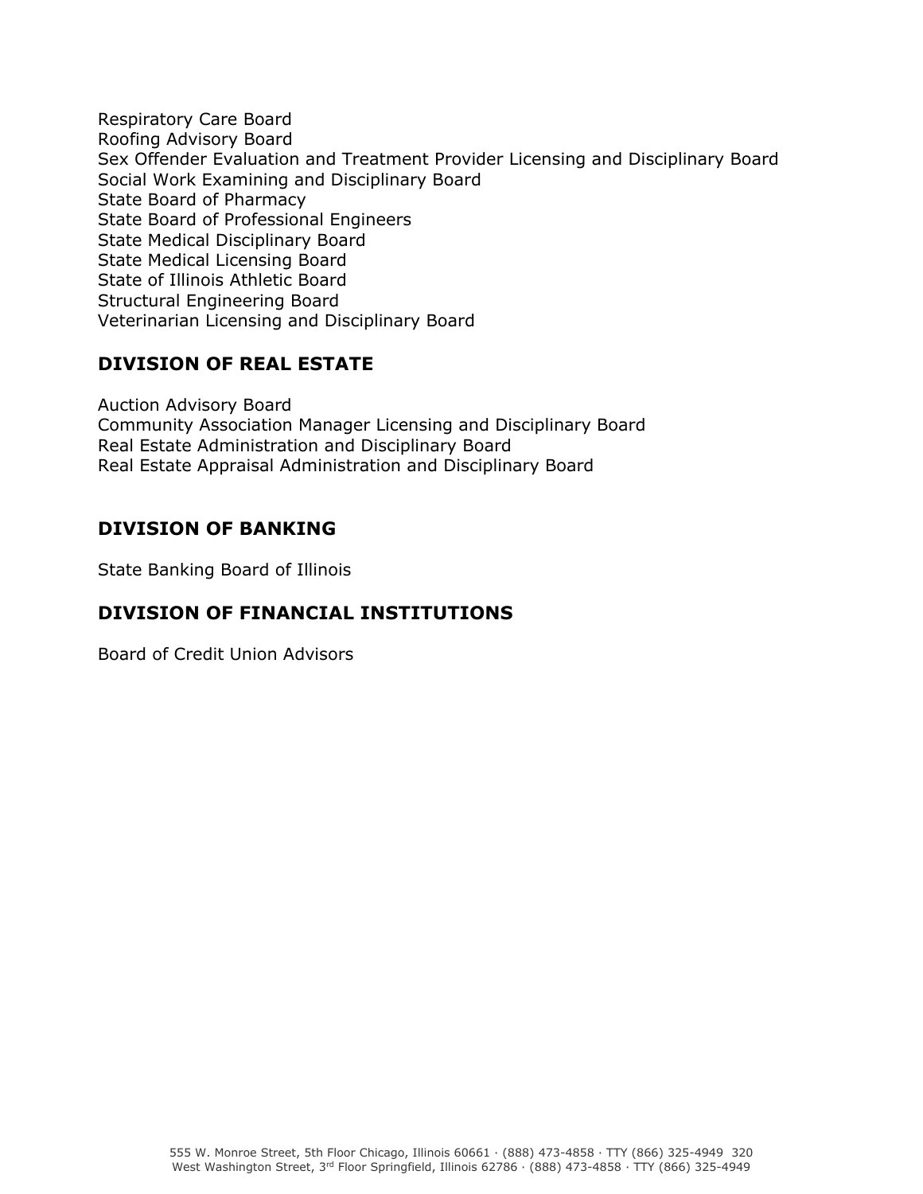Respiratory Care Board
Roofing Advisory Board
Sex Offender Evaluation and Treatment Provider Licensing and Disciplinary Board
Social Work Examining and Disciplinary Board
State Board of Pharmacy
State Board of Professional Engineers
State Medical Disciplinary Board
State Medical Licensing Board
State of Illinois Athletic Board
Structural Engineering Board
Veterinarian Licensing and Disciplinary Board

## DIVISION OF REAL ESTATE

Auction Advisory Board
Community Association Manager Licensing and Disciplinary Board
Real Estate Administration and Disciplinary Board
Real Estate Appraisal Administration and Disciplinary Board

## DIVISION OF BANKING

State Banking Board of Illinois

## DIVISION OF FINANCIAL INSTITUTIONS

Board of Credit Union Advisors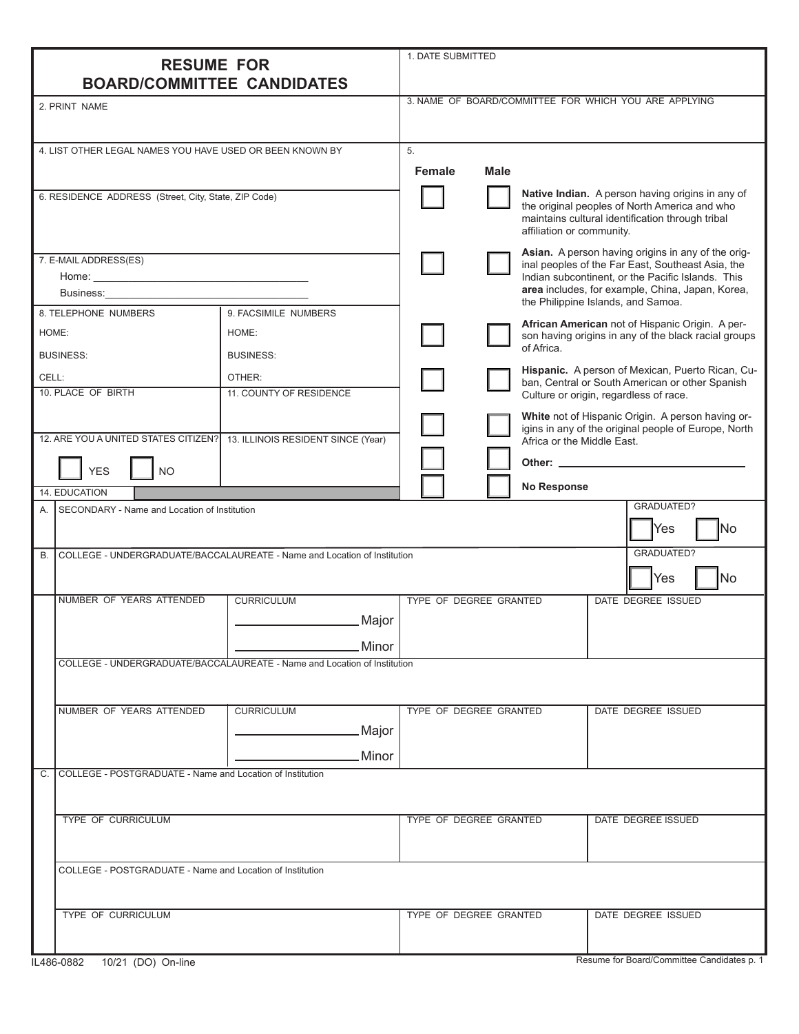# RESUME FOR BOARD/COMMITTEE CANDIDATES

1. DATE SUBMITTED

2. PRINT NAME

3. NAME OF BOARD/COMMITTEE FOR WHICH YOU ARE APPLYING

4. LIST OTHER LEGAL NAMES YOU HAVE USED OR BEEN KNOWN BY

5.

| Female | Male | |
|---|---|---|
| ☐ | ☐ | **Native Indian.** A person having origins in any of the original peoples of North America and who maintains cultural identification through tribal affiliation or community. |
| ☐ | ☐ | **Asian.** A person having origins in any of the original peoples of the Far East, Southeast Asia, the Indian subcontinent, or the Pacific Islands. This **area** includes, for example, China, Japan, Korea, the Philippine Islands, and Samoa. |
| ☐ | ☐ | **African American** not of Hispanic Origin. A person having origins in any of the black racial groups of Africa. |
| ☐ | ☐ | **Hispanic.** A person of Mexican, Puerto Rican, Cuban, Central or South American or other Spanish Culture or origin, regardless of race. |
| ☐ | ☐ | **White** not of Hispanic Origin. A person having origins in any of the original people of Europe, North Africa or the Middle East. |
| ☐ | ☐ | **Other:** ____________________ |
| ☐ | ☐ | **No Response** |

6. RESIDENCE ADDRESS (Street, City, State, ZIP Code)

7. E-MAIL ADDRESS(ES)

Home: ______________________________________

Business: ____________________________________

| 8. TELEPHONE NUMBERS | 9. FACSIMILE NUMBERS |
|---|---|
| HOME: | HOME: |
| BUSINESS: | BUSINESS: |
| CELL: | OTHER: |

| 10. PLACE OF BIRTH | 11. COUNTY OF RESIDENCE |
|---|---|
| | |

| 12. ARE YOU A UNITED STATES CITIZEN? | 13. ILLINOIS RESIDENT SINCE (Year) |
|---|---|
| ☐ YES ☐ NO | |

14. EDUCATION

A. SECONDARY - Name and Location of Institution — GRADUATED? ☐ Yes ☐ No

B. COLLEGE - UNDERGRADUATE/BACCALAUREATE - Name and Location of Institution — GRADUATED? ☐ Yes ☐ No

| NUMBER OF YEARS ATTENDED | CURRICULUM | TYPE OF DEGREE GRANTED | DATE DEGREE ISSUED |
|---|---|---|---|
| | ____________ Major<br>____________ Minor | | |

COLLEGE - UNDERGRADUATE/BACCALAUREATE - Name and Location of Institution

| NUMBER OF YEARS ATTENDED | CURRICULUM | TYPE OF DEGREE GRANTED | DATE DEGREE ISSUED |
|---|---|---|---|
| | ____________ Major<br>____________ Minor | | |

C. COLLEGE - POSTGRADUATE - Name and Location of Institution

| TYPE OF CURRICULUM | TYPE OF DEGREE GRANTED | DATE DEGREE ISSUED |
|---|---|---|
| | | |

COLLEGE - POSTGRADUATE - Name and Location of Institution

| TYPE OF CURRICULUM | TYPE OF DEGREE GRANTED | DATE DEGREE ISSUED |
|---|---|---|
| | | |

IL486-0882 10/21 (DO) On-line

Resume for Board/Committee Candidates p. 1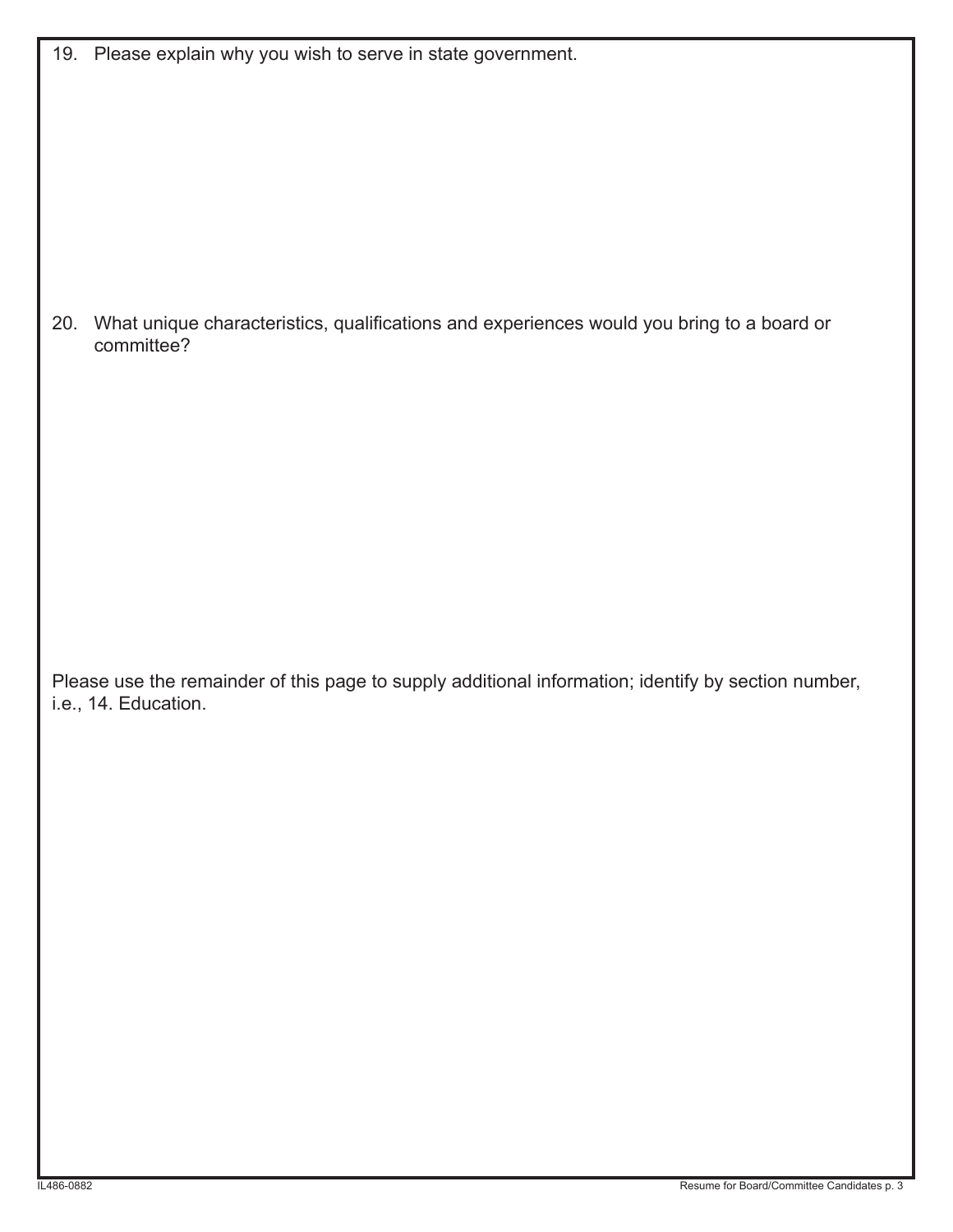19. Please explain why you wish to serve in state government.

20. What unique characteristics, qualifications and experiences would you bring to a board or committee?

Please use the remainder of this page to supply additional information; identify by section number, i.e., 14. Education.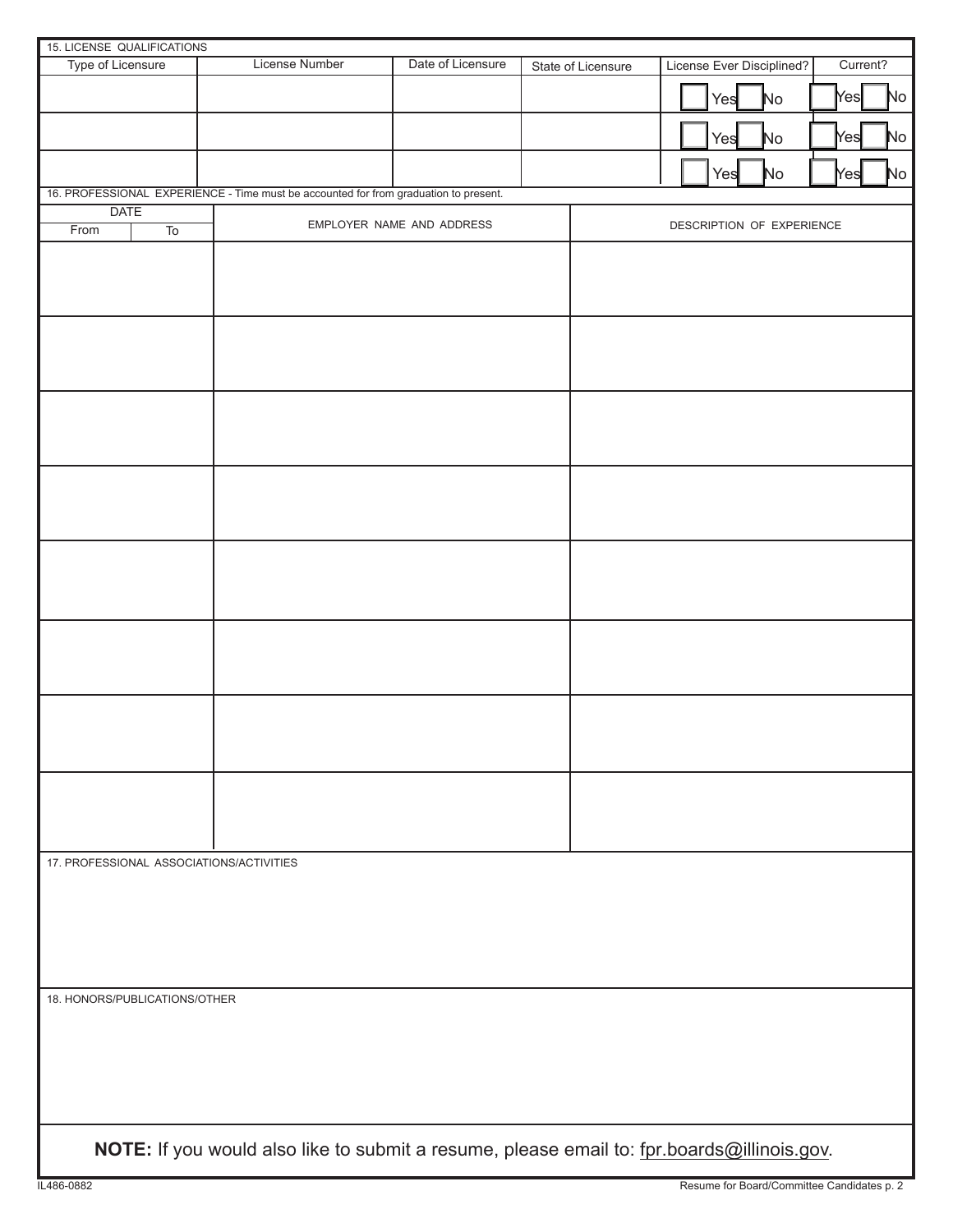15. LICENSE QUALIFICATIONS

| Type of Licensure | License Number | Date of Licensure | State of Licensure | License Ever Disciplined? | Current? |
|---|---|---|---|---|---|
| | | | | ☐ Yes ☐ No | ☐ Yes ☐ No |
| | | | | ☐ Yes ☐ No | ☐ Yes ☐ No |
| | | | | ☐ Yes ☐ No | ☐ Yes ☐ No |

16. PROFESSIONAL EXPERIENCE - Time must be accounted for from graduation to present.

| DATE | | EMPLOYER NAME AND ADDRESS | DESCRIPTION OF EXPERIENCE |
|---|---|---|---|
| From | To | | |
| | | | |
| | | | |
| | | | |
| | | | |
| | | | |
| | | | |
| | | | |
| | | | |

17. PROFESSIONAL ASSOCIATIONS/ACTIVITIES

18. HONORS/PUBLICATIONS/OTHER

**NOTE:** If you would also like to submit a resume, please email to: fpr.boards@illinois.gov.

IL486-0882

Resume for Board/Committee Candidates p. 2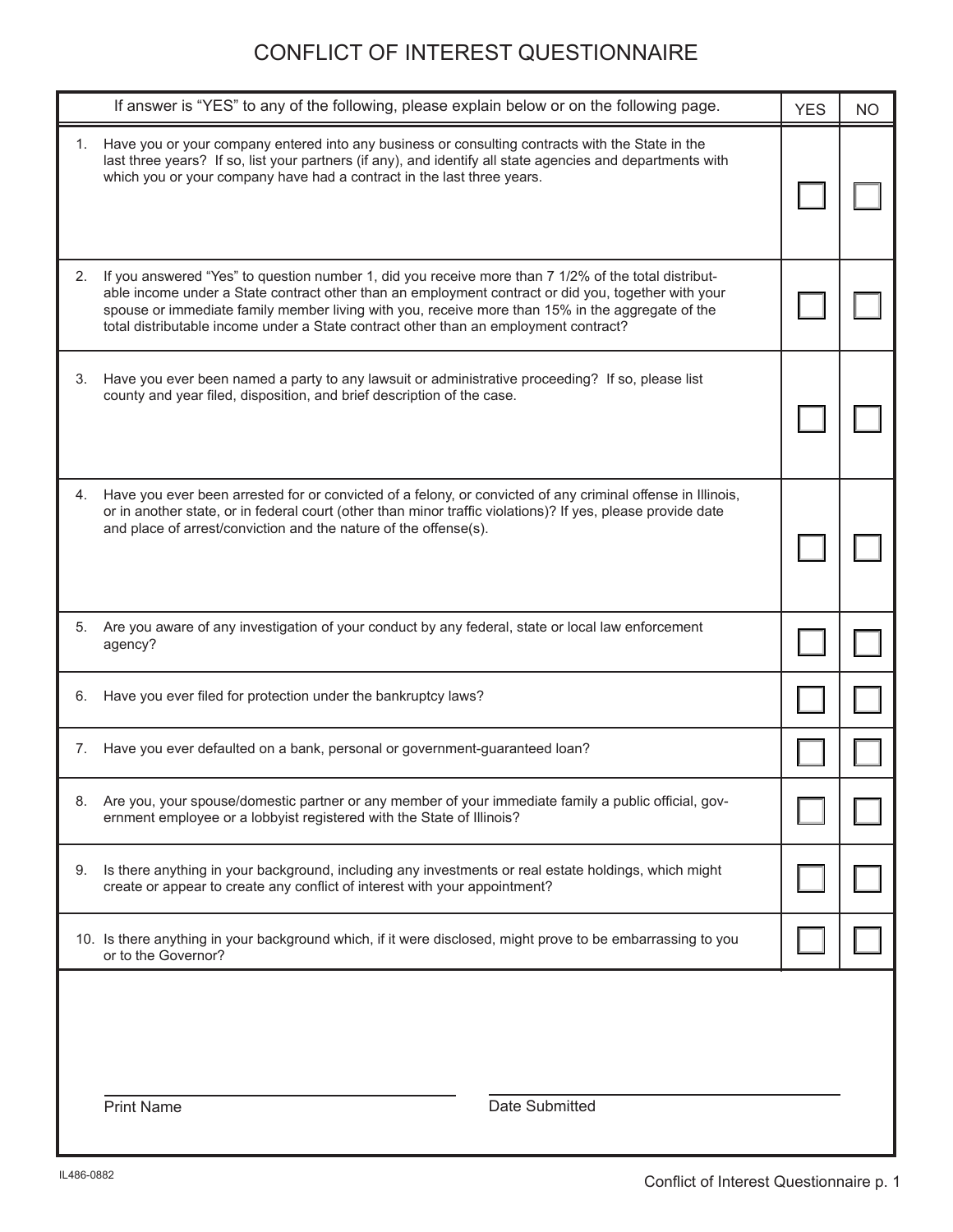# CONFLICT OF INTEREST QUESTIONNAIRE

| If answer is "YES" to any of the following, please explain below or on the following page. | YES | NO |
|---|---|---|
| 1. Have you or your company entered into any business or consulting contracts with the State in the last three years? If so, list your partners (if any), and identify all state agencies and departments with which you or your company have had a contract in the last three years. | ☐ | ☐ |
| 2. If you answered "Yes" to question number 1, did you receive more than 7 1/2% of the total distributable income under a State contract other than an employment contract or did you, together with your spouse or immediate family member living with you, receive more than 15% in the aggregate of the total distributable income under a State contract other than an employment contract? | ☐ | ☐ |
| 3. Have you ever been named a party to any lawsuit or administrative proceeding? If so, please list county and year filed, disposition, and brief description of the case. | ☐ | ☐ |
| 4. Have you ever been arrested for or convicted of a felony, or convicted of any criminal offense in Illinois, or in another state, or in federal court (other than minor traffic violations)? If yes, please provide date and place of arrest/conviction and the nature of the offense(s). | ☐ | ☐ |
| 5. Are you aware of any investigation of your conduct by any federal, state or local law enforcement agency? | ☐ | ☐ |
| 6. Have you ever filed for protection under the bankruptcy laws? | ☐ | ☐ |
| 7. Have you ever defaulted on a bank, personal or government-guaranteed loan? | ☐ | ☐ |
| 8. Are you, your spouse/domestic partner or any member of your immediate family a public official, government employee or a lobbyist registered with the State of Illinois? | ☐ | ☐ |
| 9. Is there anything in your background, including any investments or real estate holdings, which might create or appear to create any conflict of interest with your appointment? | ☐ | ☐ |
| 10. Is there anything in your background which, if it were disclosed, might prove to be embarrassing to you or to the Governor? | ☐ | ☐ |

\_\_\_\_\_\_\_\_\_\_\_\_\_\_\_\_\_\_\_\_\_\_\_\_\_\_\_\_ Print Name

\_\_\_\_\_\_\_\_\_\_\_\_\_\_\_\_\_\_\_\_\_\_\_\_\_\_\_\_ Date Submitted

IL486-0882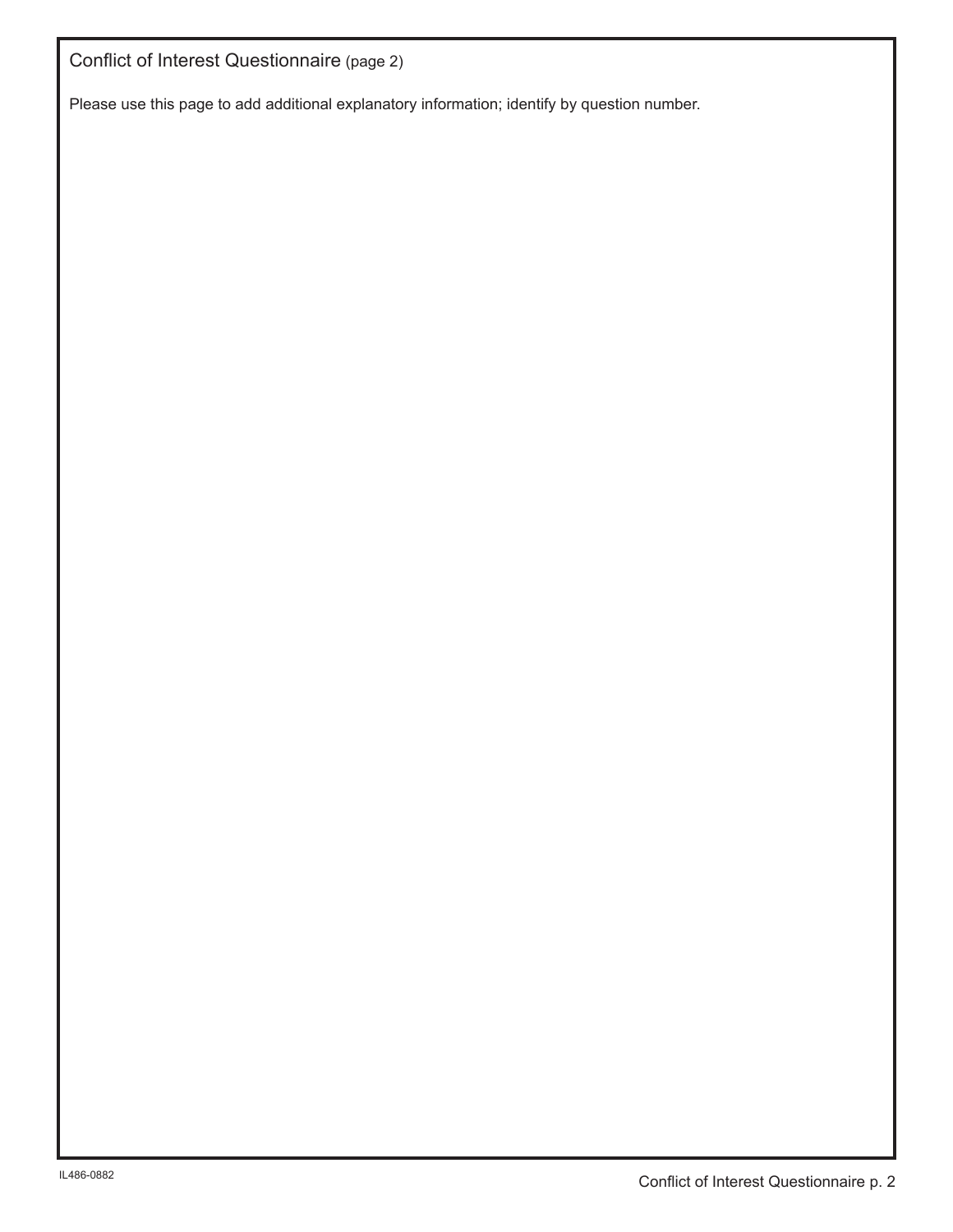Conflict of Interest Questionnaire (page 2)

Please use this page to add additional explanatory information; identify by question number.

IL486-0882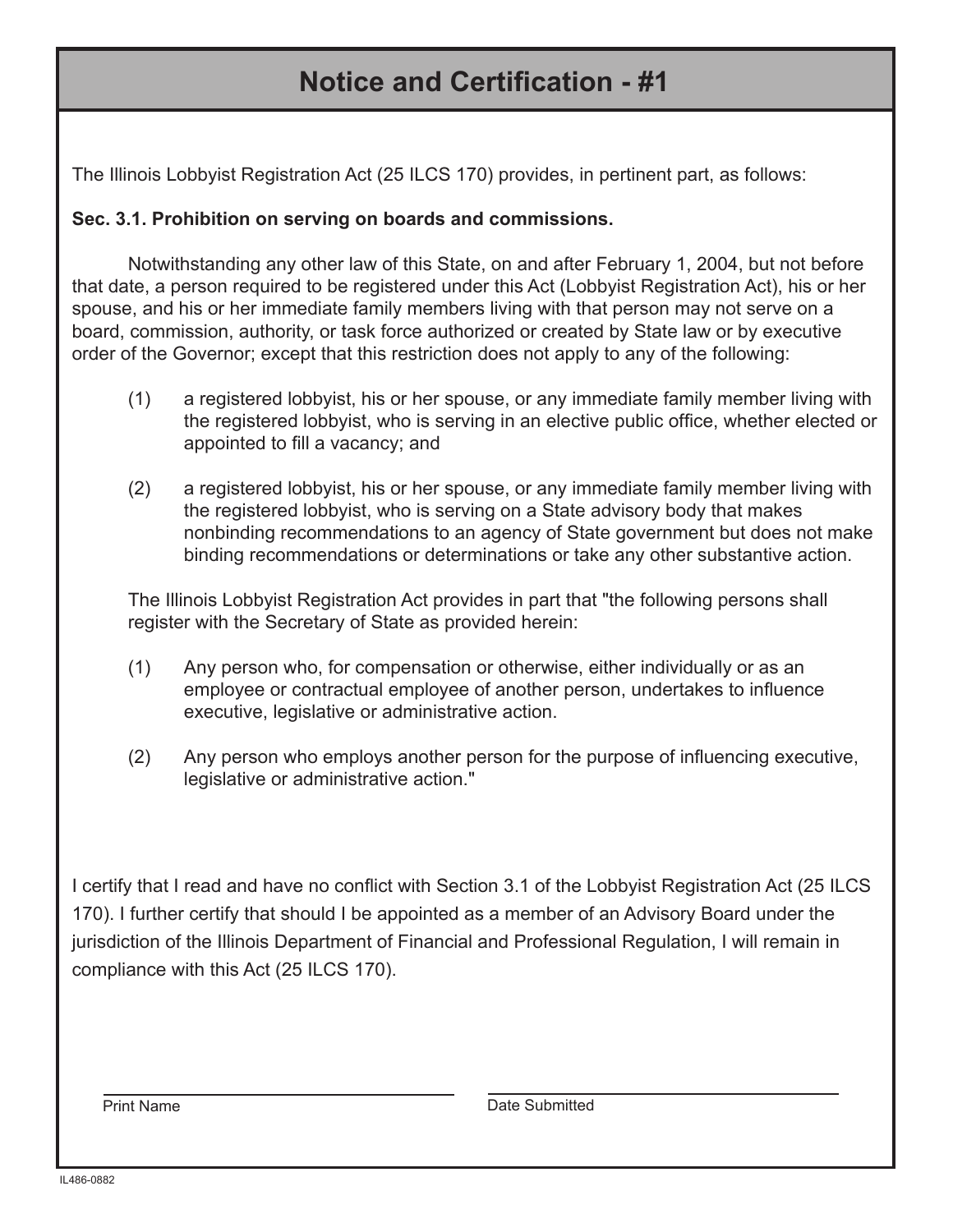# Notice and Certification - #1

The Illinois Lobbyist Registration Act (25 ILCS 170) provides, in pertinent part, as follows:

**Sec. 3.1. Prohibition on serving on boards and commissions.**

Notwithstanding any other law of this State, on and after February 1, 2004, but not before that date, a person required to be registered under this Act (Lobbyist Registration Act), his or her spouse, and his or her immediate family members living with that person may not serve on a board, commission, authority, or task force authorized or created by State law or by executive order of the Governor; except that this restriction does not apply to any of the following:

(1) a registered lobbyist, his or her spouse, or any immediate family member living with the registered lobbyist, who is serving in an elective public office, whether elected or appointed to fill a vacancy; and

(2) a registered lobbyist, his or her spouse, or any immediate family member living with the registered lobbyist, who is serving on a State advisory body that makes nonbinding recommendations to an agency of State government but does not make binding recommendations or determinations or take any other substantive action.

The Illinois Lobbyist Registration Act provides in part that "the following persons shall register with the Secretary of State as provided herein:

(1) Any person who, for compensation or otherwise, either individually or as an employee or contractual employee of another person, undertakes to influence executive, legislative or administrative action.

(2) Any person who employs another person for the purpose of influencing executive, legislative or administrative action."

I certify that I read and have no conflict with Section 3.1 of the Lobbyist Registration Act (25 ILCS 170). I further certify that should I be appointed as a member of an Advisory Board under the jurisdiction of the Illinois Department of Financial and Professional Regulation, I will remain in compliance with this Act (25 ILCS 170).

\_\_\_\_\_\_\_\_\_\_\_\_\_\_\_\_\_\_\_\_\_\_\_\_\_\_\_\_\_\_ Print Name

\_\_\_\_\_\_\_\_\_\_\_\_\_\_\_\_\_\_\_\_\_\_\_\_\_\_\_\_\_\_ Date Submitted

IL486-0882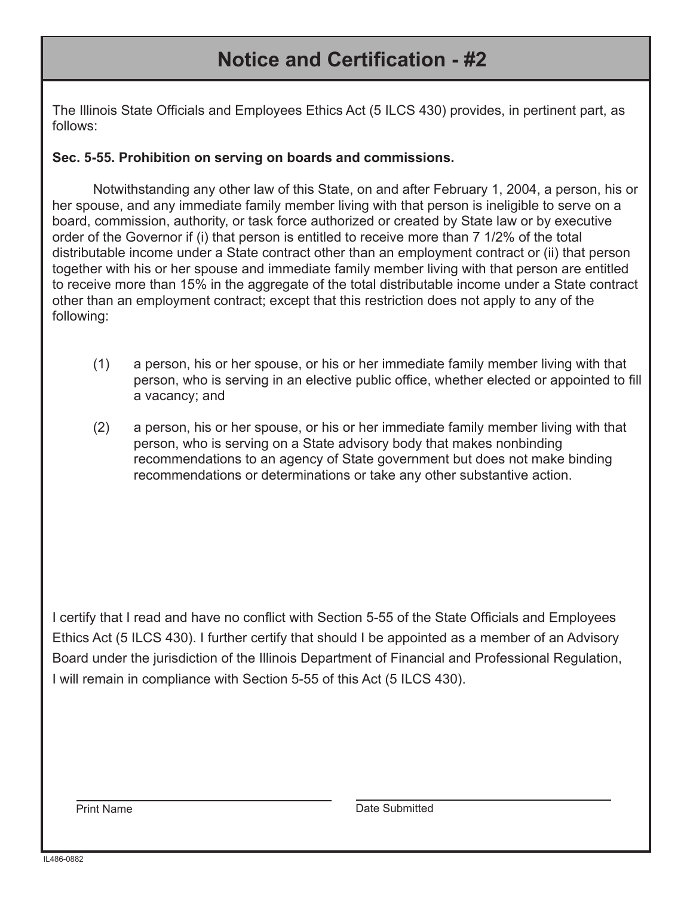# Notice and Certification - #2

The Illinois State Officials and Employees Ethics Act (5 ILCS 430) provides, in pertinent part, as follows:

**Sec. 5-55. Prohibition on serving on boards and commissions.**

Notwithstanding any other law of this State, on and after February 1, 2004, a person, his or her spouse, and any immediate family member living with that person is ineligible to serve on a board, commission, authority, or task force authorized or created by State law or by executive order of the Governor if (i) that person is entitled to receive more than 7 1/2% of the total distributable income under a State contract other than an employment contract or (ii) that person together with his or her spouse and immediate family member living with that person are entitled to receive more than 15% in the aggregate of the total distributable income under a State contract other than an employment contract; except that this restriction does not apply to any of the following:

(1) a person, his or her spouse, or his or her immediate family member living with that person, who is serving in an elective public office, whether elected or appointed to fill a vacancy; and

(2) a person, his or her spouse, or his or her immediate family member living with that person, who is serving on a State advisory body that makes nonbinding recommendations to an agency of State government but does not make binding recommendations or determinations or take any other substantive action.

I certify that I read and have no conflict with Section 5-55 of the State Officials and Employees Ethics Act (5 ILCS 430). I further certify that should I be appointed as a member of an Advisory Board under the jurisdiction of the Illinois Department of Financial and Professional Regulation, I will remain in compliance with Section 5-55 of this Act (5 ILCS 430).

| Print Name | Date Submitted |
|---|---|
| | |

IL486-0882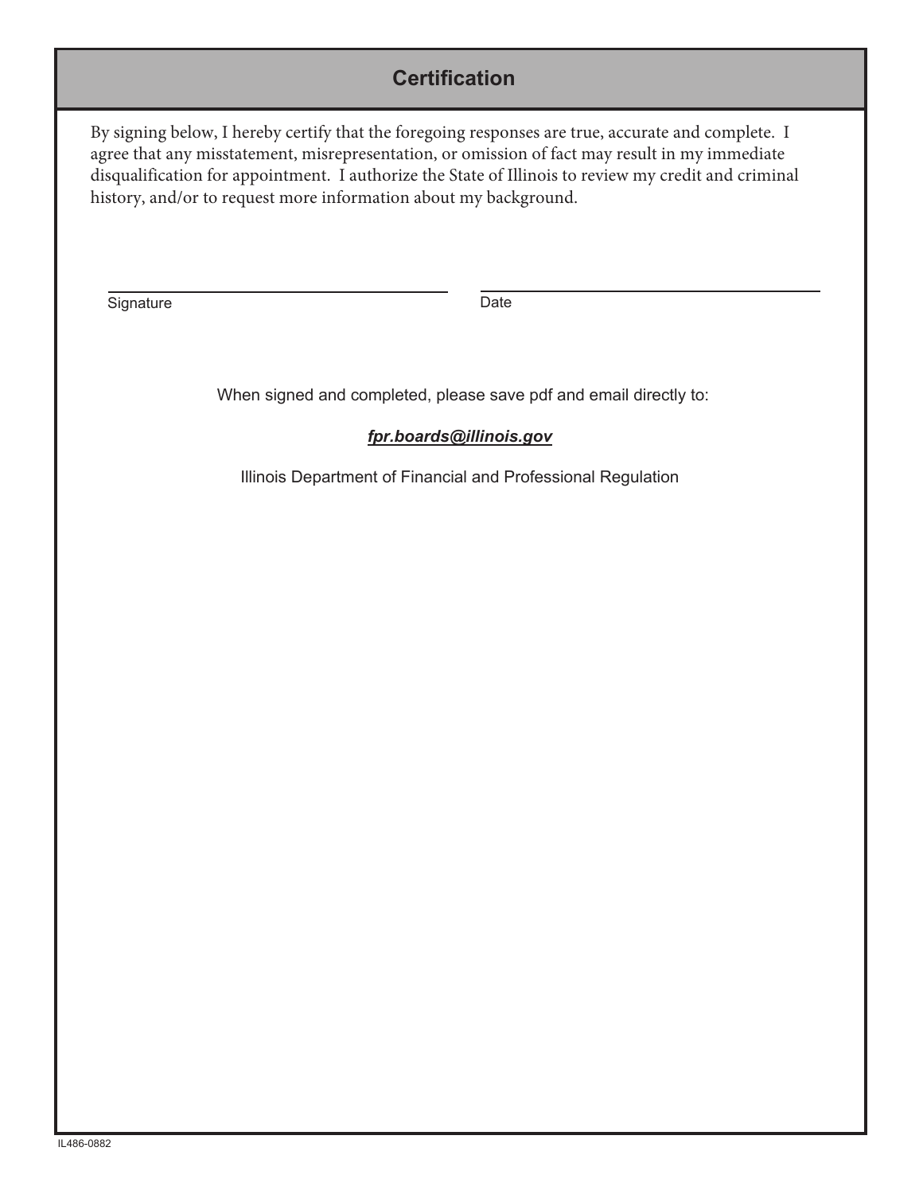## Certification

By signing below, I hereby certify that the foregoing responses are true, accurate and complete. I agree that any misstatement, misrepresentation, or omission of fact may result in my immediate disqualification for appointment. I authorize the State of Illinois to review my credit and criminal history, and/or to request more information about my background.

| Signature | Date |
|---|---|
| | |

When signed and completed, please save pdf and email directly to:

***fpr.boards@illinois.gov***

Illinois Department of Financial and Professional Regulation

IL486-0882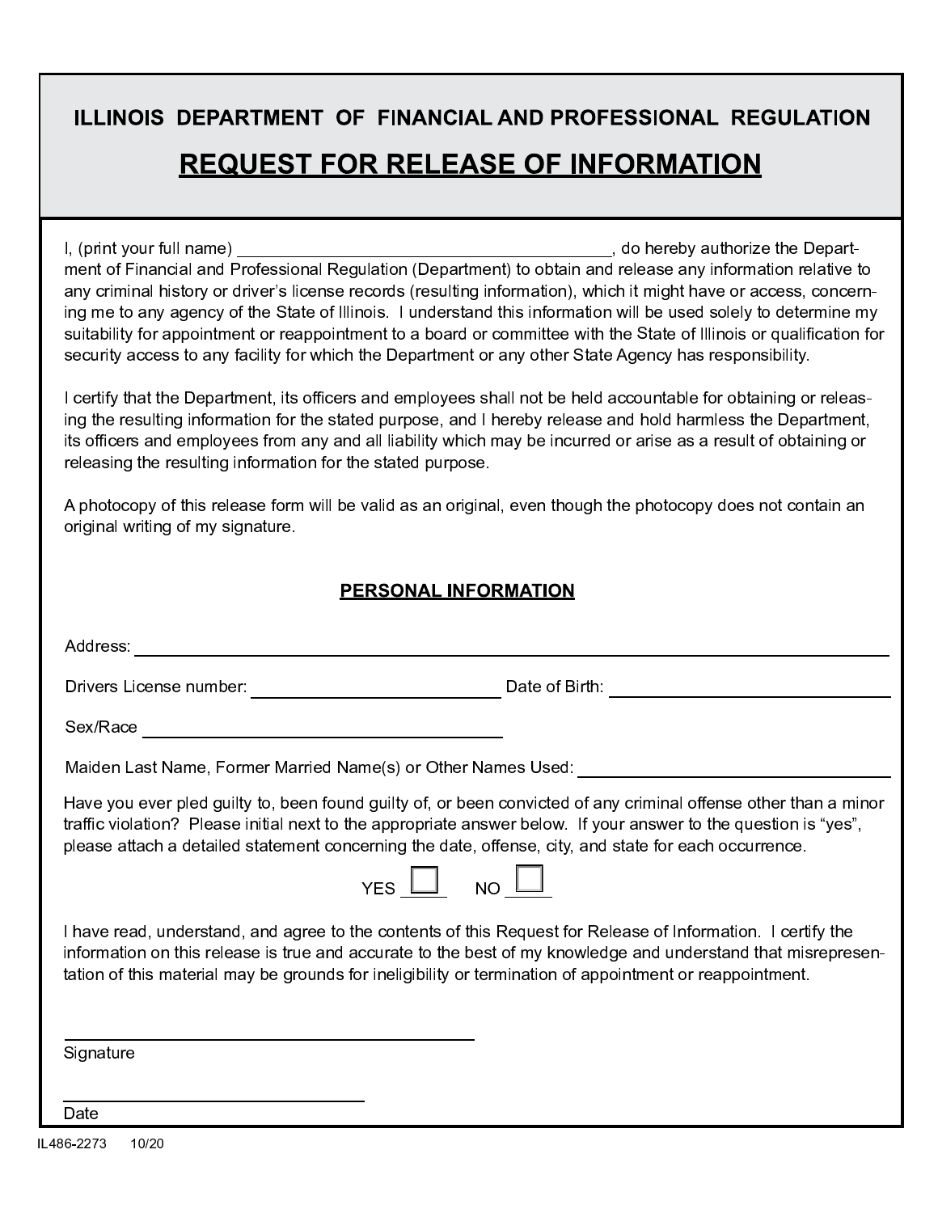# ILLINOIS DEPARTMENT OF FINANCIAL AND PROFESSIONAL REGULATION

## REQUEST FOR RELEASE OF INFORMATION

I, (print your full name) ________________________________________, do hereby authorize the Department of Financial and Professional Regulation (Department) to obtain and release any information relative to any criminal history or driver's license records (resulting information), which it might have or access, concerning me to any agency of the State of Illinois. I understand this information will be used solely to determine my suitability for appointment or reappointment to a board or committee with the State of Illinois or qualification for security access to any facility for which the Department or any other State Agency has responsibility.

I certify that the Department, its officers and employees shall not be held accountable for obtaining or releasing the resulting information for the stated purpose, and I hereby release and hold harmless the Department, its officers and employees from any and all liability which may be incurred or arise as a result of obtaining or releasing the resulting information for the stated purpose.

A photocopy of this release form will be valid as an original, even though the photocopy does not contain an original writing of my signature.

### PERSONAL INFORMATION

Address: ____________________________________________________________

Drivers License number: ______________________ Date of Birth: ______________________

Sex/Race ______________________________

Maiden Last Name, Former Married Name(s) or Other Names Used: ______________________

Have you ever pled guilty to, been found guilty of, or been convicted of any criminal offense other than a minor traffic violation? Please initial next to the appropriate answer below. If your answer to the question is "yes", please attach a detailed statement concerning the date, offense, city, and state for each occurrence.

YES ☐ NO ☐

I have read, understand, and agree to the contents of this Request for Release of Information. I certify the information on this release is true and accurate to the best of my knowledge and understand that misrepresentation of this material may be grounds for ineligibility or termination of appointment or reappointment.

______________________________
Signature

______________________________
Date

IL486-2273 10/20